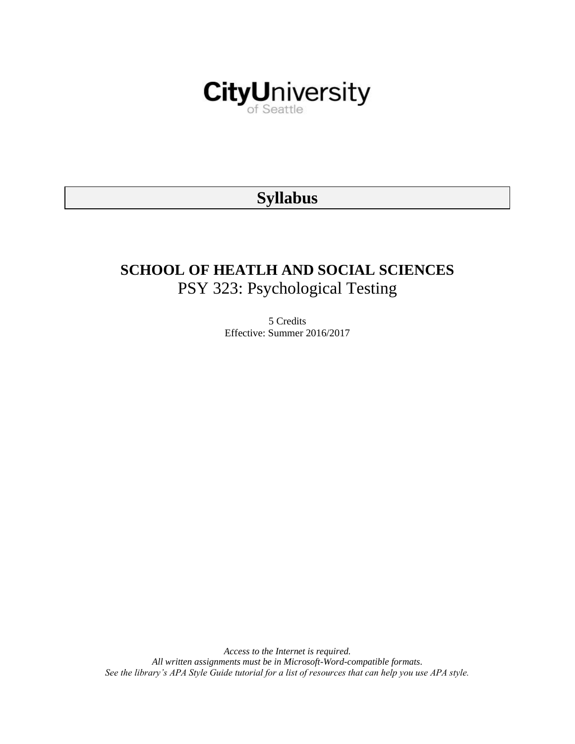CityUniversity
of Seattle

# Syllabus

## SCHOOL OF HEATLH AND SOCIAL SCIENCES

PSY 323: Psychological Testing

5 Credits
Effective: Summer 2016/2017

*Access to the Internet is required.*
*All written assignments must be in Microsoft-Word-compatible formats.*
*See the library's APA Style Guide tutorial for a list of resources that can help you use APA style.*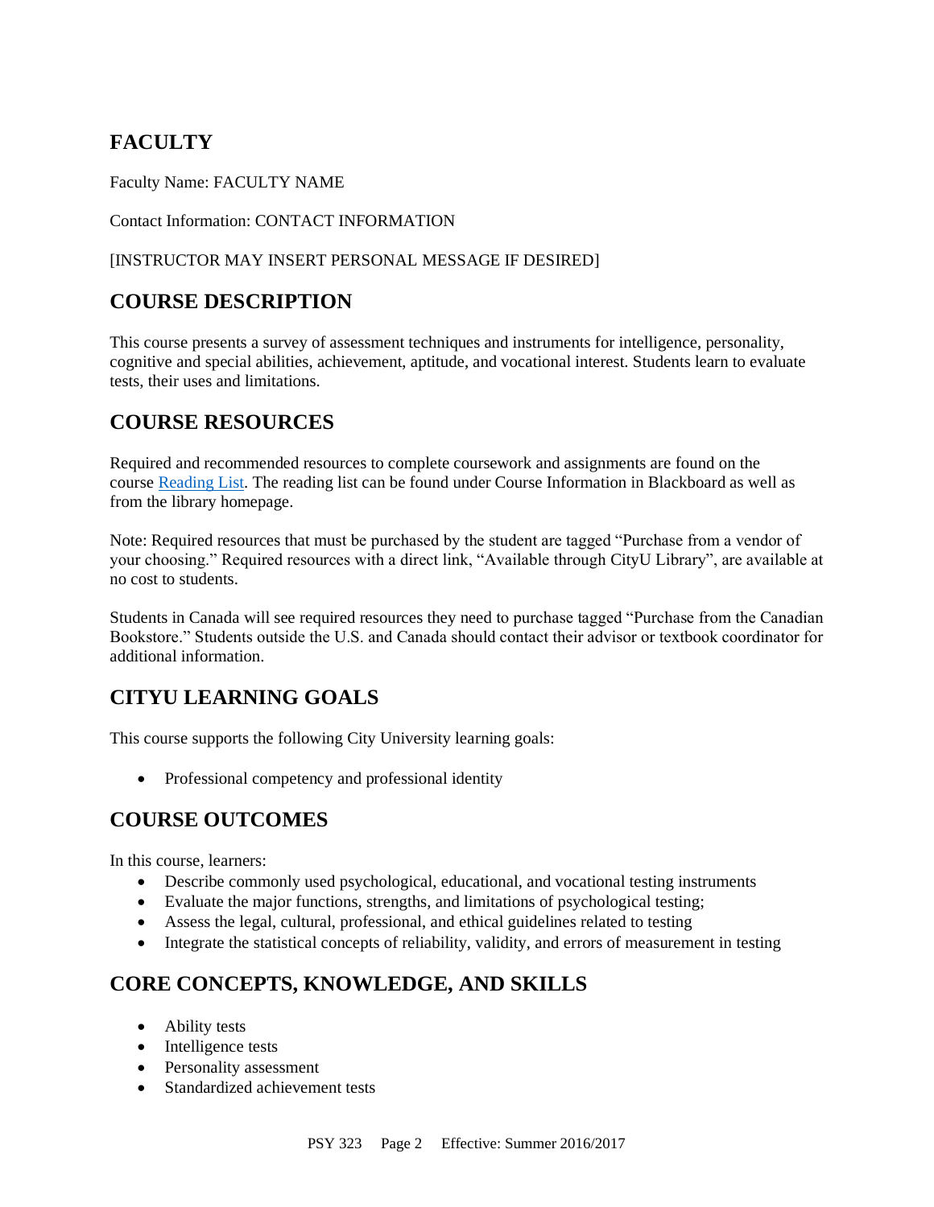## FACULTY

Faculty Name: FACULTY NAME

Contact Information: CONTACT INFORMATION

[INSTRUCTOR MAY INSERT PERSONAL MESSAGE IF DESIRED]

## COURSE DESCRIPTION

This course presents a survey of assessment techniques and instruments for intelligence, personality, cognitive and special abilities, achievement, aptitude, and vocational interest. Students learn to evaluate tests, their uses and limitations.

## COURSE RESOURCES

Required and recommended resources to complete coursework and assignments are found on the course Reading List. The reading list can be found under Course Information in Blackboard as well as from the library homepage.

Note: Required resources that must be purchased by the student are tagged "Purchase from a vendor of your choosing." Required resources with a direct link, "Available through CityU Library", are available at no cost to students.

Students in Canada will see required resources they need to purchase tagged "Purchase from the Canadian Bookstore." Students outside the U.S. and Canada should contact their advisor or textbook coordinator for additional information.

## CITYU LEARNING GOALS

This course supports the following City University learning goals:

- Professional competency and professional identity

## COURSE OUTCOMES

In this course, learners:

- Describe commonly used psychological, educational, and vocational testing instruments
- Evaluate the major functions, strengths, and limitations of psychological testing;
- Assess the legal, cultural, professional, and ethical guidelines related to testing
- Integrate the statistical concepts of reliability, validity, and errors of measurement in testing

## CORE CONCEPTS, KNOWLEDGE, AND SKILLS

- Ability tests
- Intelligence tests
- Personality assessment
- Standardized achievement tests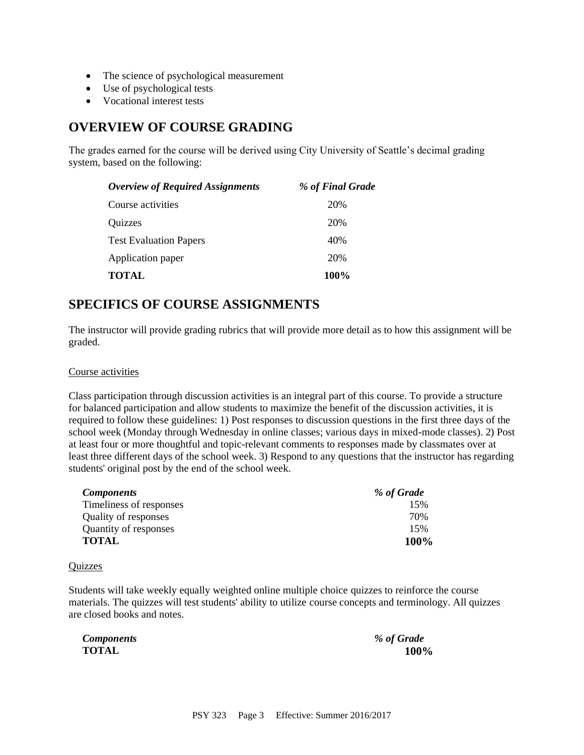- The science of psychological measurement
- Use of psychological tests
- Vocational interest tests

## OVERVIEW OF COURSE GRADING

The grades earned for the course will be derived using City University of Seattle's decimal grading system, based on the following:

| *Overview of Required Assignments* | *% of Final Grade* |
|---|---|
| Course activities | 20% |
| Quizzes | 20% |
| Test Evaluation Papers | 40% |
| Application paper | 20% |
| **TOTAL** | **100%** |

## SPECIFICS OF COURSE ASSIGNMENTS

The instructor will provide grading rubrics that will provide more detail as to how this assignment will be graded.

### Course activities

Class participation through discussion activities is an integral part of this course. To provide a structure for balanced participation and allow students to maximize the benefit of the discussion activities, it is required to follow these guidelines: 1) Post responses to discussion questions in the first three days of the school week (Monday through Wednesday in online classes; various days in mixed-mode classes). 2) Post at least four or more thoughtful and topic-relevant comments to responses made by classmates over at least three different days of the school week. 3) Respond to any questions that the instructor has regarding students' original post by the end of the school week.

| *Components* | *% of Grade* |
|---|---|
| Timeliness of responses | 15% |
| Quality of responses | 70% |
| Quantity of responses | 15% |
| **TOTAL** | **100%** |

### Quizzes

Students will take weekly equally weighted online multiple choice quizzes to reinforce the course materials. The quizzes will test students' ability to utilize course concepts and terminology. All quizzes are closed books and notes.

| *Components* | *% of Grade* |
|---|---|
| **TOTAL** | **100%** |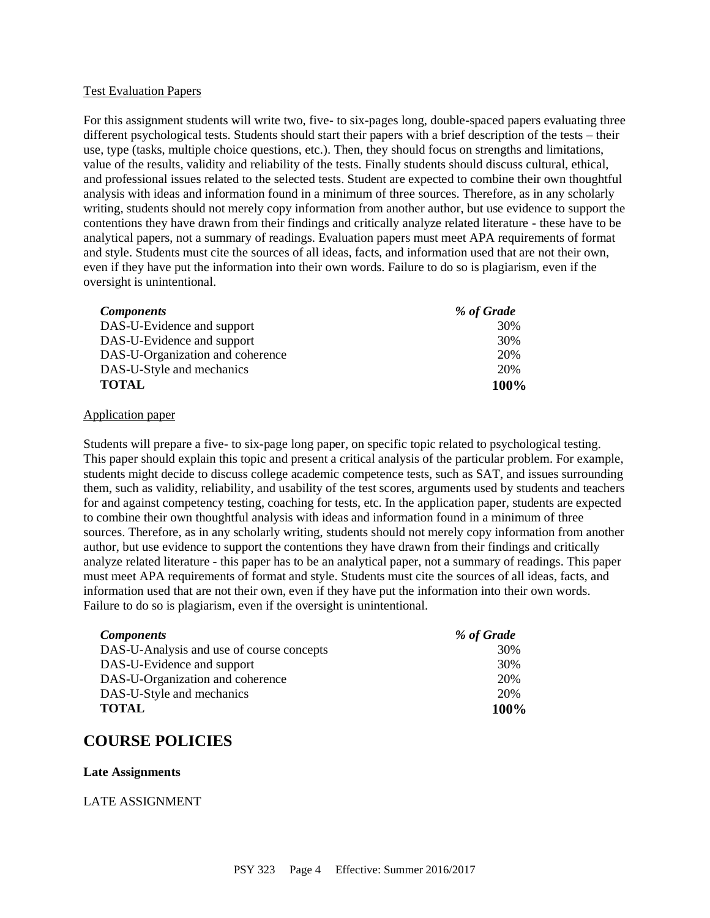Test Evaluation Papers

For this assignment students will write two, five- to six-pages long, double-spaced papers evaluating three different psychological tests. Students should start their papers with a brief description of the tests – their use, type (tasks, multiple choice questions, etc.). Then, they should focus on strengths and limitations, value of the results, validity and reliability of the tests. Finally students should discuss cultural, ethical, and professional issues related to the selected tests. Student are expected to combine their own thoughtful analysis with ideas and information found in a minimum of three sources. Therefore, as in any scholarly writing, students should not merely copy information from another author, but use evidence to support the contentions they have drawn from their findings and critically analyze related literature - these have to be analytical papers, not a summary of readings. Evaluation papers must meet APA requirements of format and style. Students must cite the sources of all ideas, facts, and information used that are not their own, even if they have put the information into their own words. Failure to do so is plagiarism, even if the oversight is unintentional.

| *Components* | *% of Grade* |
|---|---|
| DAS-U-Evidence and support | 30% |
| DAS-U-Evidence and support | 30% |
| DAS-U-Organization and coherence | 20% |
| DAS-U-Style and mechanics | 20% |
| **TOTAL** | **100%** |

Application paper

Students will prepare a five- to six-page long paper, on specific topic related to psychological testing. This paper should explain this topic and present a critical analysis of the particular problem. For example, students might decide to discuss college academic competence tests, such as SAT, and issues surrounding them, such as validity, reliability, and usability of the test scores, arguments used by students and teachers for and against competency testing, coaching for tests, etc. In the application paper, students are expected to combine their own thoughtful analysis with ideas and information found in a minimum of three sources. Therefore, as in any scholarly writing, students should not merely copy information from another author, but use evidence to support the contentions they have drawn from their findings and critically analyze related literature - this paper has to be an analytical paper, not a summary of readings. This paper must meet APA requirements of format and style. Students must cite the sources of all ideas, facts, and information used that are not their own, even if they have put the information into their own words. Failure to do so is plagiarism, even if the oversight is unintentional.

| *Components* | *% of Grade* |
|---|---|
| DAS-U-Analysis and use of course concepts | 30% |
| DAS-U-Evidence and support | 30% |
| DAS-U-Organization and coherence | 20% |
| DAS-U-Style and mechanics | 20% |
| **TOTAL** | **100%** |

## COURSE POLICIES

**Late Assignments**

LATE ASSIGNMENT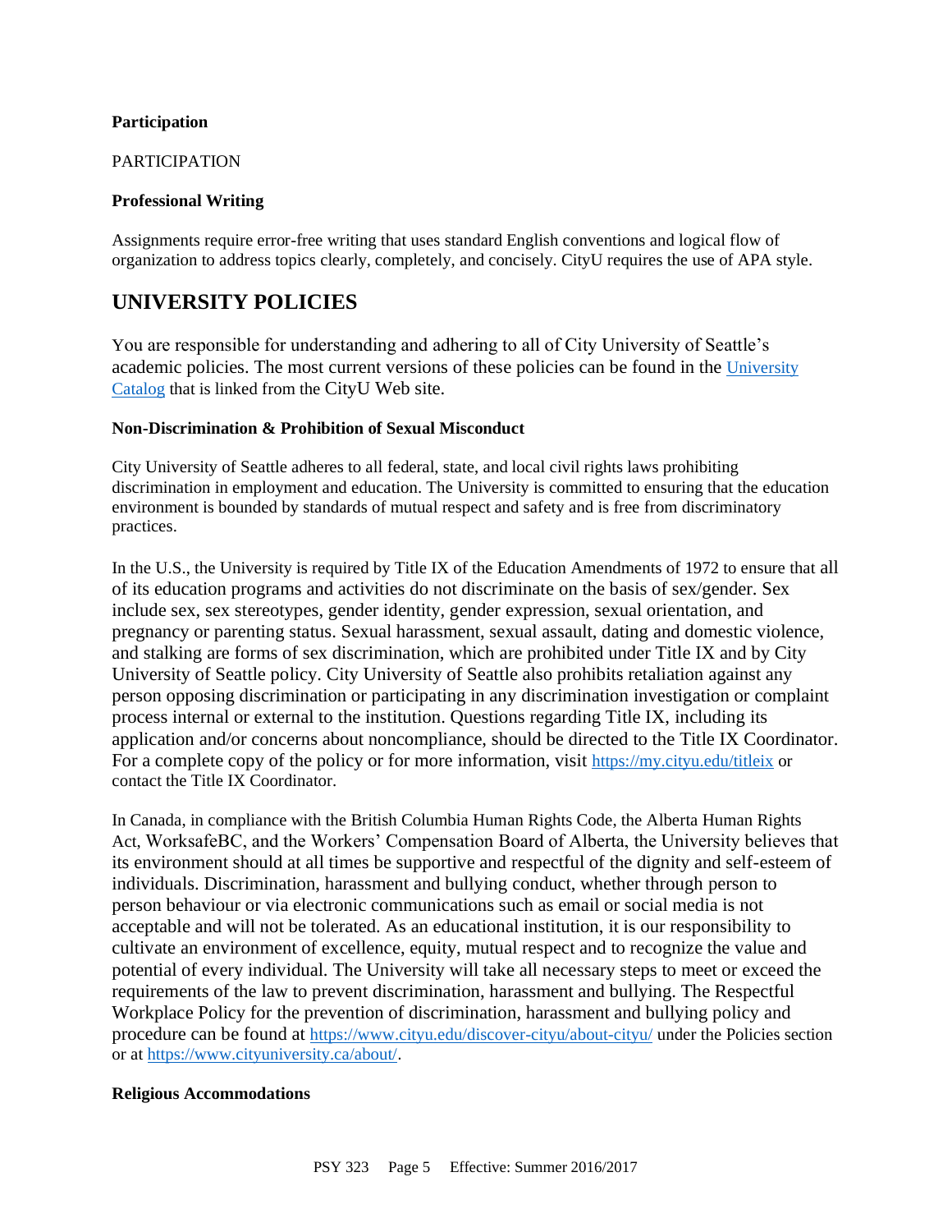**Participation**

PARTICIPATION

**Professional Writing**

Assignments require error-free writing that uses standard English conventions and logical flow of organization to address topics clearly, completely, and concisely. CityU requires the use of APA style.

## UNIVERSITY POLICIES

You are responsible for understanding and adhering to all of City University of Seattle's academic policies. The most current versions of these policies can be found in the [University Catalog](University Catalog) that is linked from the CityU Web site.

**Non-Discrimination & Prohibition of Sexual Misconduct**

City University of Seattle adheres to all federal, state, and local civil rights laws prohibiting discrimination in employment and education. The University is committed to ensuring that the education environment is bounded by standards of mutual respect and safety and is free from discriminatory practices.

In the U.S., the University is required by Title IX of the Education Amendments of 1972 to ensure that all of its education programs and activities do not discriminate on the basis of sex/gender. Sex include sex, sex stereotypes, gender identity, gender expression, sexual orientation, and pregnancy or parenting status. Sexual harassment, sexual assault, dating and domestic violence, and stalking are forms of sex discrimination, which are prohibited under Title IX and by City University of Seattle policy. City University of Seattle also prohibits retaliation against any person opposing discrimination or participating in any discrimination investigation or complaint process internal or external to the institution. Questions regarding Title IX, including its application and/or concerns about noncompliance, should be directed to the Title IX Coordinator. For a complete copy of the policy or for more information, visit https://my.cityu.edu/titleix or contact the Title IX Coordinator.

In Canada, in compliance with the British Columbia Human Rights Code, the Alberta Human Rights Act, WorksafeBC, and the Workers' Compensation Board of Alberta, the University believes that its environment should at all times be supportive and respectful of the dignity and self-esteem of individuals. Discrimination, harassment and bullying conduct, whether through person to person behaviour or via electronic communications such as email or social media is not acceptable and will not be tolerated. As an educational institution, it is our responsibility to cultivate an environment of excellence, equity, mutual respect and to recognize the value and potential of every individual. The University will take all necessary steps to meet or exceed the requirements of the law to prevent discrimination, harassment and bullying. The Respectful Workplace Policy for the prevention of discrimination, harassment and bullying policy and procedure can be found at https://www.cityu.edu/discover-cityu/about-cityu/ under the Policies section or at https://www.cityuniversity.ca/about/.

**Religious Accommodations**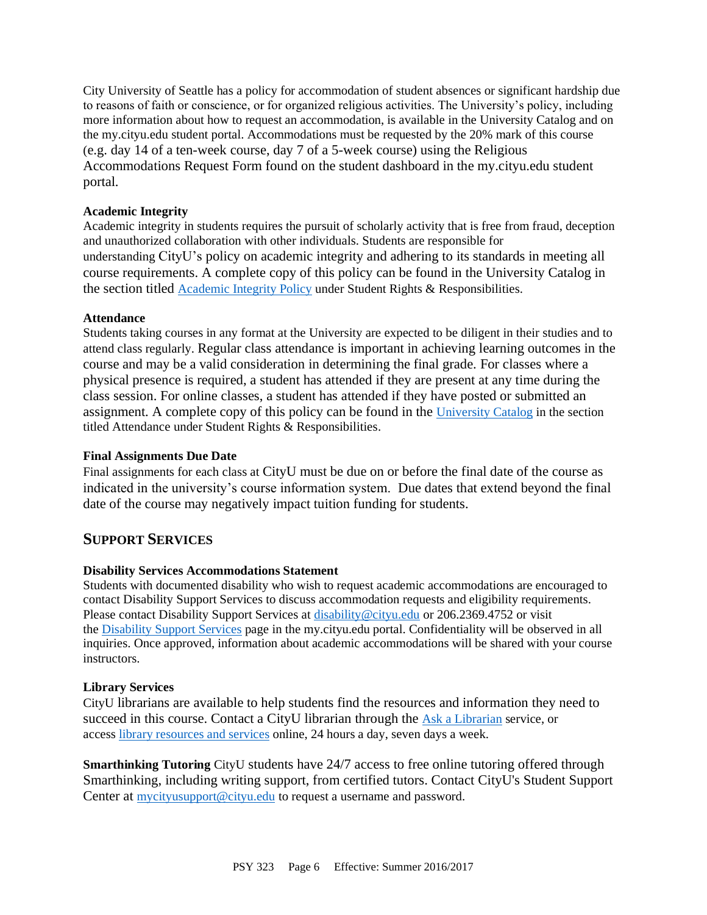City University of Seattle has a policy for accommodation of student absences or significant hardship due to reasons of faith or conscience, or for organized religious activities. The University's policy, including more information about how to request an accommodation, is available in the University Catalog and on the my.cityu.edu student portal. Accommodations must be requested by the 20% mark of this course (e.g. day 14 of a ten-week course, day 7 of a 5-week course) using the Religious Accommodations Request Form found on the student dashboard in the my.cityu.edu student portal.

**Academic Integrity**

Academic integrity in students requires the pursuit of scholarly activity that is free from fraud, deception and unauthorized collaboration with other individuals. Students are responsible for understanding CityU's policy on academic integrity and adhering to its standards in meeting all course requirements. A complete copy of this policy can be found in the University Catalog in the section titled Academic Integrity Policy under Student Rights & Responsibilities.

**Attendance**

Students taking courses in any format at the University are expected to be diligent in their studies and to attend class regularly. Regular class attendance is important in achieving learning outcomes in the course and may be a valid consideration in determining the final grade. For classes where a physical presence is required, a student has attended if they are present at any time during the class session. For online classes, a student has attended if they have posted or submitted an assignment. A complete copy of this policy can be found in the University Catalog in the section titled Attendance under Student Rights & Responsibilities.

**Final Assignments Due Date**

Final assignments for each class at CityU must be due on or before the final date of the course as indicated in the university's course information system. Due dates that extend beyond the final date of the course may negatively impact tuition funding for students.

## SUPPORT SERVICES

**Disability Services Accommodations Statement**

Students with documented disability who wish to request academic accommodations are encouraged to contact Disability Support Services to discuss accommodation requests and eligibility requirements. Please contact Disability Support Services at disability@cityu.edu or 206.2369.4752 or visit the Disability Support Services page in the my.cityu.edu portal. Confidentiality will be observed in all inquiries. Once approved, information about academic accommodations will be shared with your course instructors.

**Library Services**

CityU librarians are available to help students find the resources and information they need to succeed in this course. Contact a CityU librarian through the Ask a Librarian service, or access library resources and services online, 24 hours a day, seven days a week.

**Smarthinking Tutoring** CityU students have 24/7 access to free online tutoring offered through Smarthinking, including writing support, from certified tutors. Contact CityU's Student Support Center at mycityusupport@cityu.edu to request a username and password.